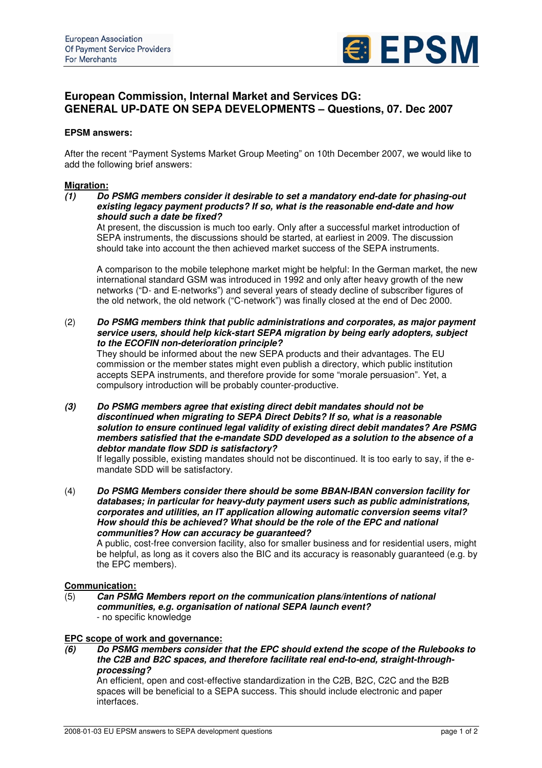European Association
Of Payment Service Providers
For Merchants

EPSM

# European Commission, Internal Market and Services DG: GENERAL UP-DATE ON SEPA DEVELOPMENTS – Questions, 07. Dec 2007

**EPSM answers:**

After the recent "Payment Systems Market Group Meeting" on 10th December 2007, we would like to add the following brief answers:

**Migration:**

***(1) Do PSMG members consider it desirable to set a mandatory end-date for phasing-out existing legacy payment products? If so, what is the reasonable end-date and how should such a date be fixed?***

At present, the discussion is much too early. Only after a successful market introduction of SEPA instruments, the discussions should be started, at earliest in 2009. The discussion should take into account the then achieved market success of the SEPA instruments.

A comparison to the mobile telephone market might be helpful: In the German market, the new international standard GSM was introduced in 1992 and only after heavy growth of the new networks ("D- and E-networks") and several years of steady decline of subscriber figures of the old network, the old network ("C-network") was finally closed at the end of Dec 2000.

(2) ***Do PSMG members think that public administrations and corporates, as major payment service users, should help kick-start SEPA migration by being early adopters, subject to the ECOFIN non-deterioration principle?***

They should be informed about the new SEPA products and their advantages. The EU commission or the member states might even publish a directory, which public institution accepts SEPA instruments, and therefore provide for some "morale persuasion". Yet, a compulsory introduction will be probably counter-productive.

***(3) Do PSMG members agree that existing direct debit mandates should not be discontinued when migrating to SEPA Direct Debits? If so, what is a reasonable solution to ensure continued legal validity of existing direct debit mandates? Are PSMG members satisfied that the e-mandate SDD developed as a solution to the absence of a debtor mandate flow SDD is satisfactory?***

If legally possible, existing mandates should not be discontinued. It is too early to say, if the e-mandate SDD will be satisfactory.

(4) ***Do PSMG Members consider there should be some BBAN-IBAN conversion facility for databases; in particular for heavy-duty payment users such as public administrations, corporates and utilities, an IT application allowing automatic conversion seems vital? How should this be achieved? What should be the role of the EPC and national communities? How can accuracy be guaranteed?***

A public, cost-free conversion facility, also for smaller business and for residential users, might be helpful, as long as it covers also the BIC and its accuracy is reasonably guaranteed (e.g. by the EPC members).

**Communication:**

(5) ***Can PSMG Members report on the communication plans/intentions of national communities, e.g. organisation of national SEPA launch event?***

- no specific knowledge

**EPC scope of work and governance:**

***(6) Do PSMG members consider that the EPC should extend the scope of the Rulebooks to the C2B and B2C spaces, and therefore facilitate real end-to-end, straight-through-processing?***

An efficient, open and cost-effective standardization in the C2B, B2C, C2C and the B2B spaces will be beneficial to a SEPA success. This should include electronic and paper interfaces.

2008-01-03 EU EPSM answers to SEPA development questions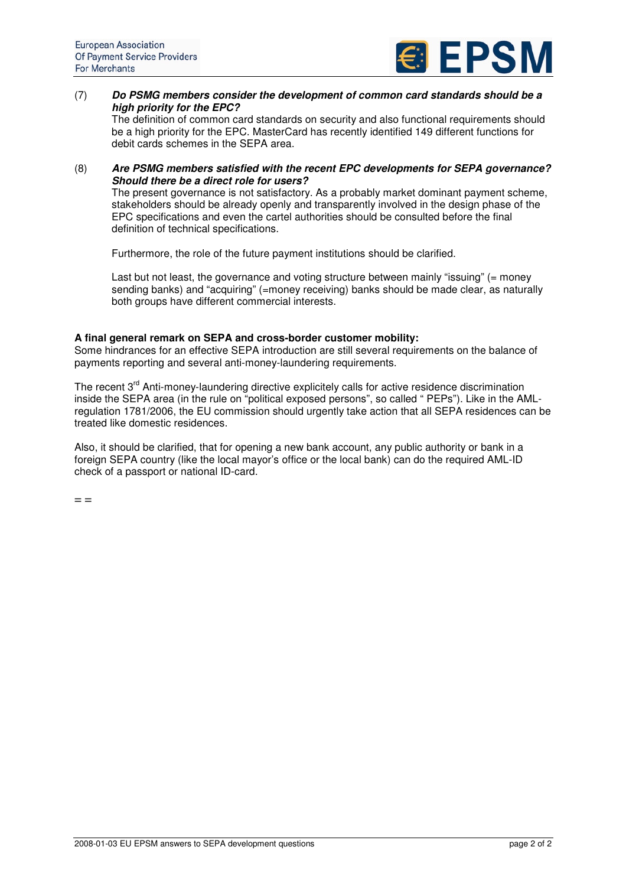(7) ***Do PSMG members consider the development of common card standards should be a high priority for the EPC?***

The definition of common card standards on security and also functional requirements should be a high priority for the EPC. MasterCard has recently identified 149 different functions for debit cards schemes in the SEPA area.

(8) ***Are PSMG members satisfied with the recent EPC developments for SEPA governance? Should there be a direct role for users?***

The present governance is not satisfactory. As a probably market dominant payment scheme, stakeholders should be already openly and transparently involved in the design phase of the EPC specifications and even the cartel authorities should be consulted before the final definition of technical specifications.

Furthermore, the role of the future payment institutions should be clarified.

Last but not least, the governance and voting structure between mainly "issuing" (= money sending banks) and "acquiring" (=money receiving) banks should be made clear, as naturally both groups have different commercial interests.

**A final general remark on SEPA and cross-border customer mobility:**

Some hindrances for an effective SEPA introduction are still several requirements on the balance of payments reporting and several anti-money-laundering requirements.

The recent 3rd Anti-money-laundering directive explicitely calls for active residence discrimination inside the SEPA area (in the rule on "political exposed persons", so called " PEPs"). Like in the AML-regulation 1781/2006, the EU commission should urgently take action that all SEPA residences can be treated like domestic residences.

Also, it should be clarified, that for opening a new bank account, any public authority or bank in a foreign SEPA country (like the local mayor's office or the local bank) can do the required AML-ID check of a passport or national ID-card.

= =